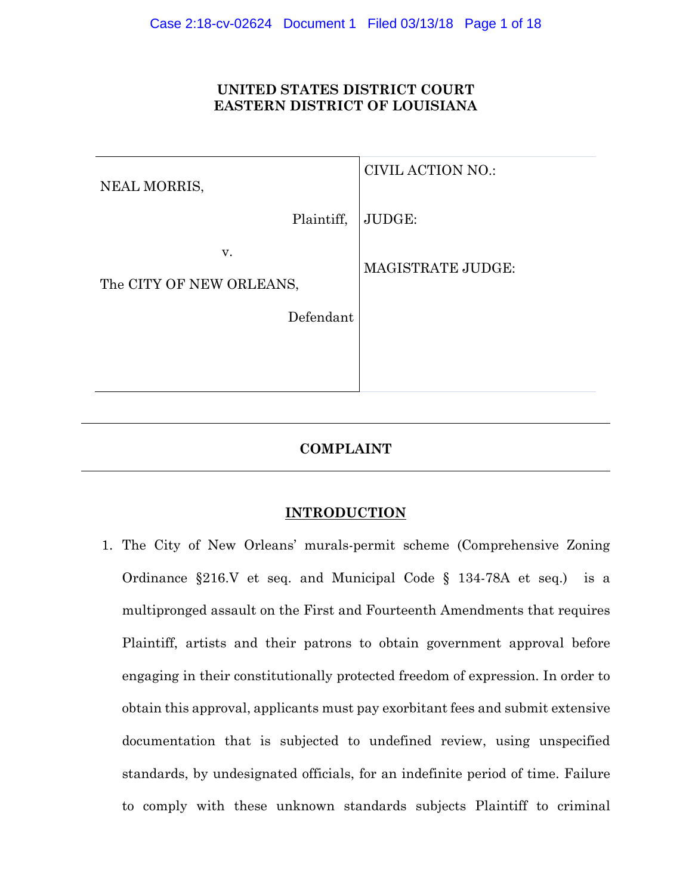**UNITED STATES DISTRICT COURT**
**EASTERN DISTRICT OF LOUISIANA**

| | |
|---|---|
| NEAL MORRIS,<br><br>Plaintiff,<br><br>v.<br><br>The CITY OF NEW ORLEANS,<br><br>Defendant | CIVIL ACTION NO.:<br><br>JUDGE:<br><br>MAGISTRATE JUDGE: |

## COMPLAINT

### INTRODUCTION

1. The City of New Orleans' murals-permit scheme (Comprehensive Zoning Ordinance §216.V et seq. and Municipal Code § 134-78A et seq.) is a multipronged assault on the First and Fourteenth Amendments that requires Plaintiff, artists and their patrons to obtain government approval before engaging in their constitutionally protected freedom of expression. In order to obtain this approval, applicants must pay exorbitant fees and submit extensive documentation that is subjected to undefined review, using unspecified standards, by undesignated officials, for an indefinite period of time. Failure to comply with these unknown standards subjects Plaintiff to criminal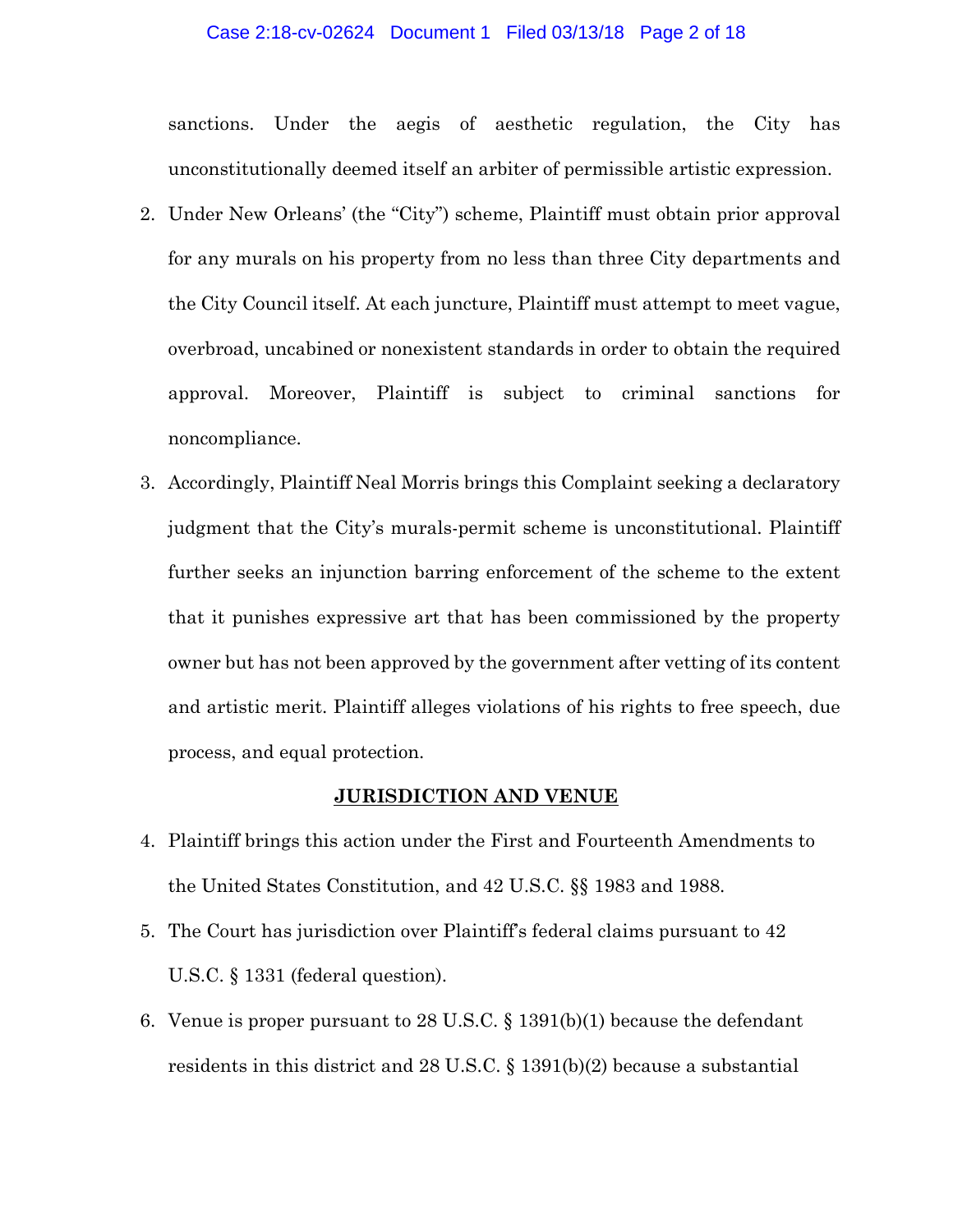sanctions. Under the aegis of aesthetic regulation, the City has unconstitutionally deemed itself an arbiter of permissible artistic expression.

2. Under New Orleans' (the "City") scheme, Plaintiff must obtain prior approval for any murals on his property from no less than three City departments and the City Council itself. At each juncture, Plaintiff must attempt to meet vague, overbroad, uncabined or nonexistent standards in order to obtain the required approval. Moreover, Plaintiff is subject to criminal sanctions for noncompliance.

3. Accordingly, Plaintiff Neal Morris brings this Complaint seeking a declaratory judgment that the City's murals-permit scheme is unconstitutional. Plaintiff further seeks an injunction barring enforcement of the scheme to the extent that it punishes expressive art that has been commissioned by the property owner but has not been approved by the government after vetting of its content and artistic merit. Plaintiff alleges violations of his rights to free speech, due process, and equal protection.

## JURISDICTION AND VENUE

4. Plaintiff brings this action under the First and Fourteenth Amendments to the United States Constitution, and 42 U.S.C. §§ 1983 and 1988.

5. The Court has jurisdiction over Plaintiff's federal claims pursuant to 42 U.S.C. § 1331 (federal question).

6. Venue is proper pursuant to 28 U.S.C. § 1391(b)(1) because the defendant residents in this district and 28 U.S.C. § 1391(b)(2) because a substantial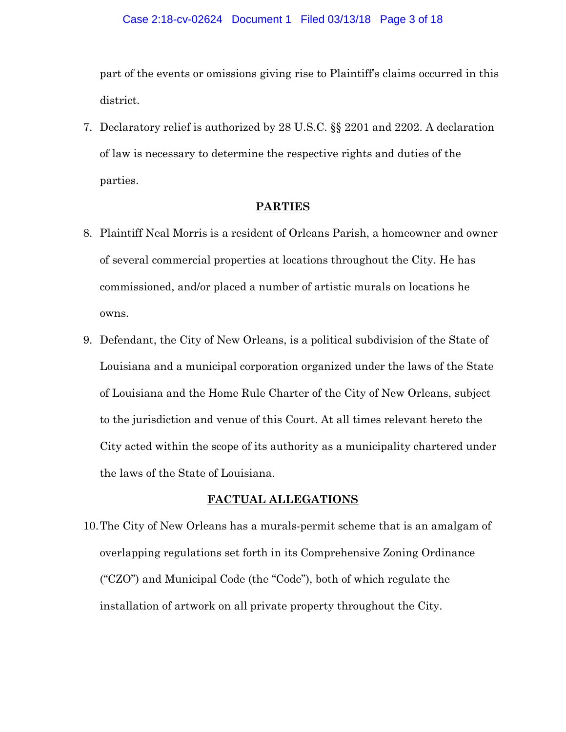part of the events or omissions giving rise to Plaintiff's claims occurred in this district.

7. Declaratory relief is authorized by 28 U.S.C. §§ 2201 and 2202. A declaration of law is necessary to determine the respective rights and duties of the parties.

## PARTIES

8. Plaintiff Neal Morris is a resident of Orleans Parish, a homeowner and owner of several commercial properties at locations throughout the City. He has commissioned, and/or placed a number of artistic murals on locations he owns.

9. Defendant, the City of New Orleans, is a political subdivision of the State of Louisiana and a municipal corporation organized under the laws of the State of Louisiana and the Home Rule Charter of the City of New Orleans, subject to the jurisdiction and venue of this Court. At all times relevant hereto the City acted within the scope of its authority as a municipality chartered under the laws of the State of Louisiana.

## FACTUAL ALLEGATIONS

10. The City of New Orleans has a murals-permit scheme that is an amalgam of overlapping regulations set forth in its Comprehensive Zoning Ordinance ("CZO") and Municipal Code (the "Code"), both of which regulate the installation of artwork on all private property throughout the City.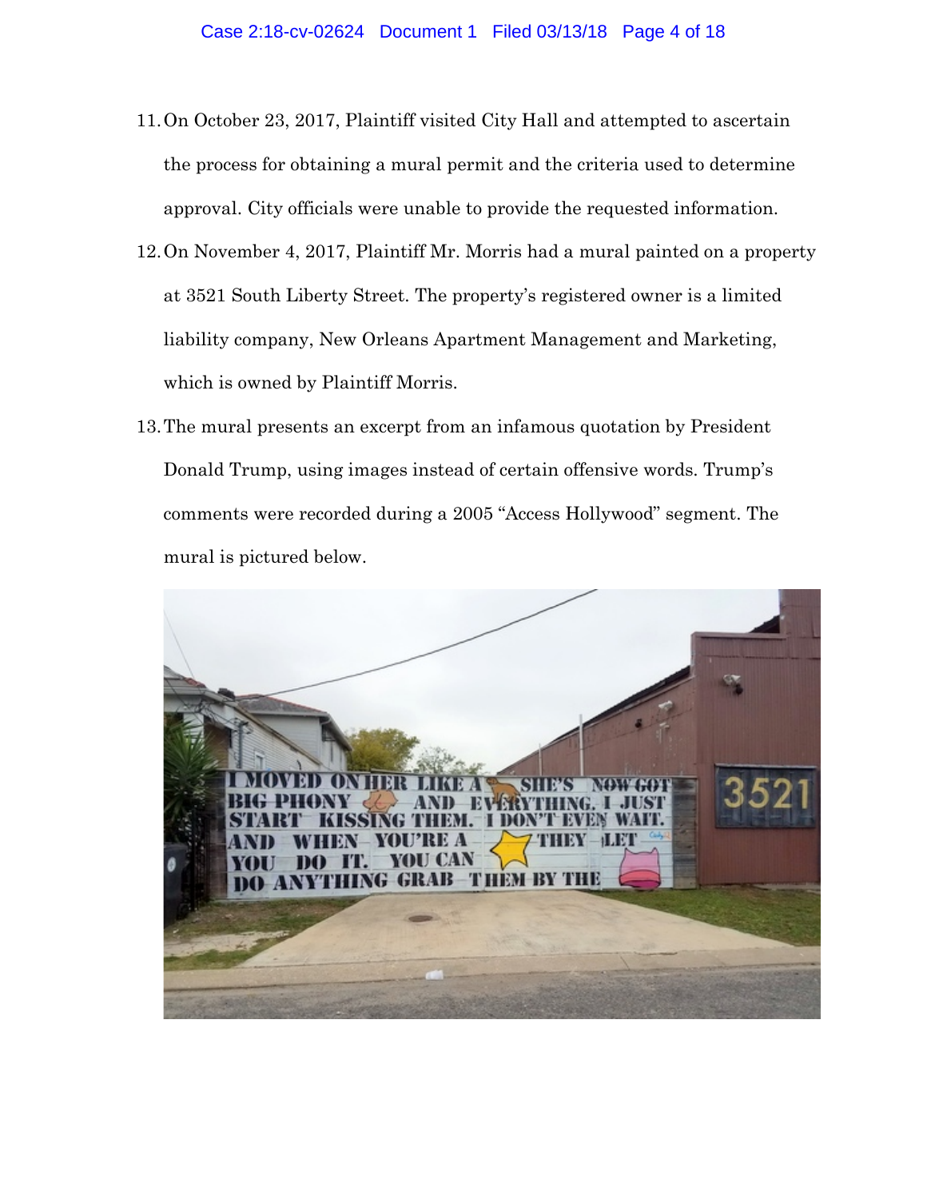11. On October 23, 2017, Plaintiff visited City Hall and attempted to ascertain the process for obtaining a mural permit and the criteria used to determine approval. City officials were unable to provide the requested information.
12. On November 4, 2017, Plaintiff Mr. Morris had a mural painted on a property at 3521 South Liberty Street. The property's registered owner is a limited liability company, New Orleans Apartment Management and Marketing, which is owned by Plaintiff Morris.
13. The mural presents an excerpt from an infamous quotation by President Donald Trump, using images instead of certain offensive words. Trump's comments were recorded during a 2005 "Access Hollywood" segment. The mural is pictured below.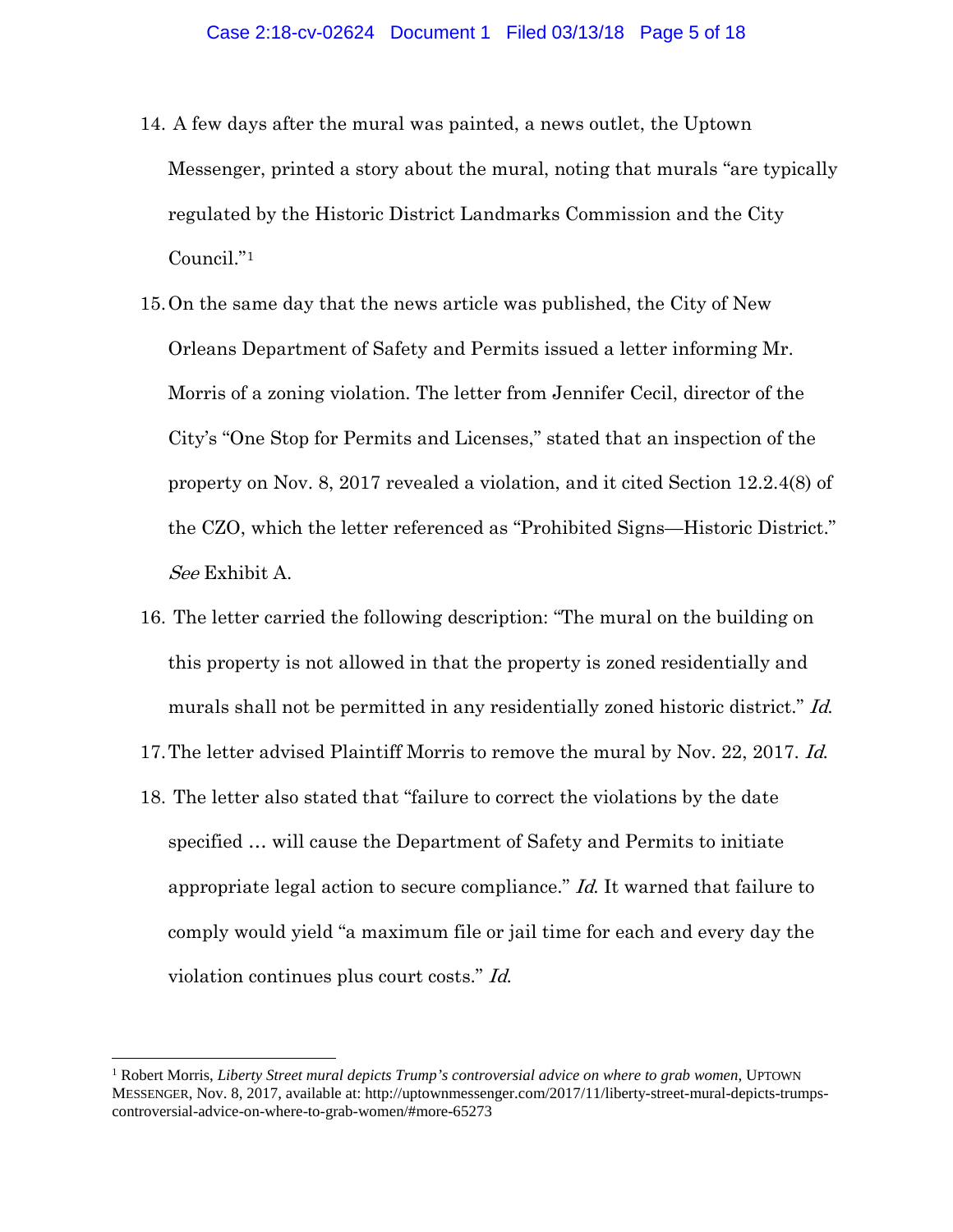14. A few days after the mural was painted, a news outlet, the Uptown Messenger, printed a story about the mural, noting that murals "are typically regulated by the Historic District Landmarks Commission and the City Council."[1]

15. On the same day that the news article was published, the City of New Orleans Department of Safety and Permits issued a letter informing Mr. Morris of a zoning violation. The letter from Jennifer Cecil, director of the City's "One Stop for Permits and Licenses," stated that an inspection of the property on Nov. 8, 2017 revealed a violation, and it cited Section 12.2.4(8) of the CZO, which the letter referenced as "Prohibited Signs—Historic District." *See* Exhibit A.

16. The letter carried the following description: "The mural on the building on this property is not allowed in that the property is zoned residentially and murals shall not be permitted in any residentially zoned historic district." *Id.*

17. The letter advised Plaintiff Morris to remove the mural by Nov. 22, 2017. *Id.*

18. The letter also stated that "failure to correct the violations by the date specified … will cause the Department of Safety and Permits to initiate appropriate legal action to secure compliance." *Id.* It warned that failure to comply would yield "a maximum file or jail time for each and every day the violation continues plus court costs." *Id.*

---

[1] Robert Morris, *Liberty Street mural depicts Trump's controversial advice on where to grab women*, UPTOWN MESSENGER, Nov. 8, 2017, available at: http://uptownmessenger.com/2017/11/liberty-street-mural-depicts-trumps-controversial-advice-on-where-to-grab-women/#more-65273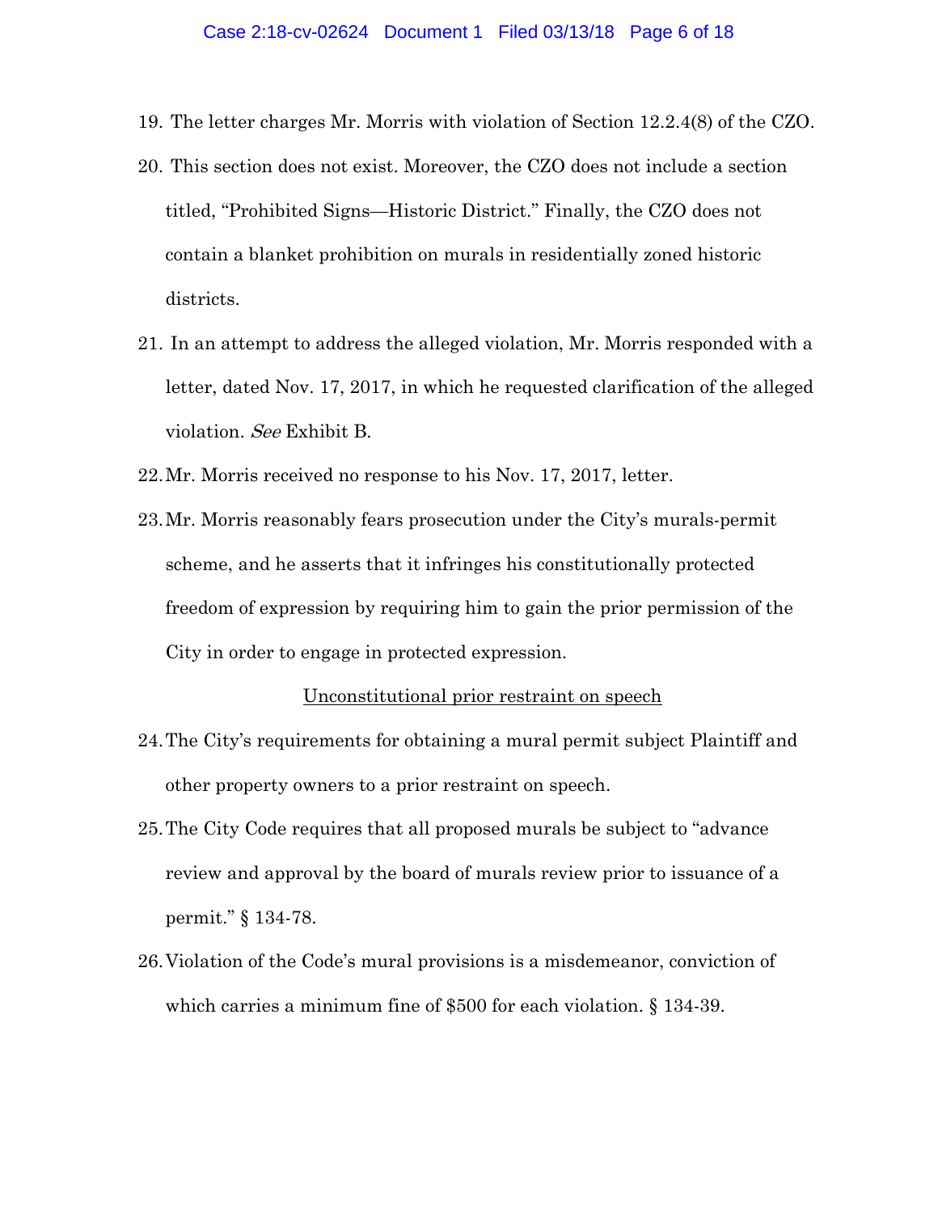19. The letter charges Mr. Morris with violation of Section 12.2.4(8) of the CZO.
20. This section does not exist. Moreover, the CZO does not include a section titled, "Prohibited Signs—Historic District." Finally, the CZO does not contain a blanket prohibition on murals in residentially zoned historic districts.
21. In an attempt to address the alleged violation, Mr. Morris responded with a letter, dated Nov. 17, 2017, in which he requested clarification of the alleged violation. *See* Exhibit B.
22. Mr. Morris received no response to his Nov. 17, 2017, letter.
23. Mr. Morris reasonably fears prosecution under the City's murals-permit scheme, and he asserts that it infringes his constitutionally protected freedom of expression by requiring him to gain the prior permission of the City in order to engage in protected expression.

<u>Unconstitutional prior restraint on speech</u>

24. The City's requirements for obtaining a mural permit subject Plaintiff and other property owners to a prior restraint on speech.
25. The City Code requires that all proposed murals be subject to "advance review and approval by the board of murals review prior to issuance of a permit." § 134-78.
26. Violation of the Code's mural provisions is a misdemeanor, conviction of which carries a minimum fine of $500 for each violation. § 134-39.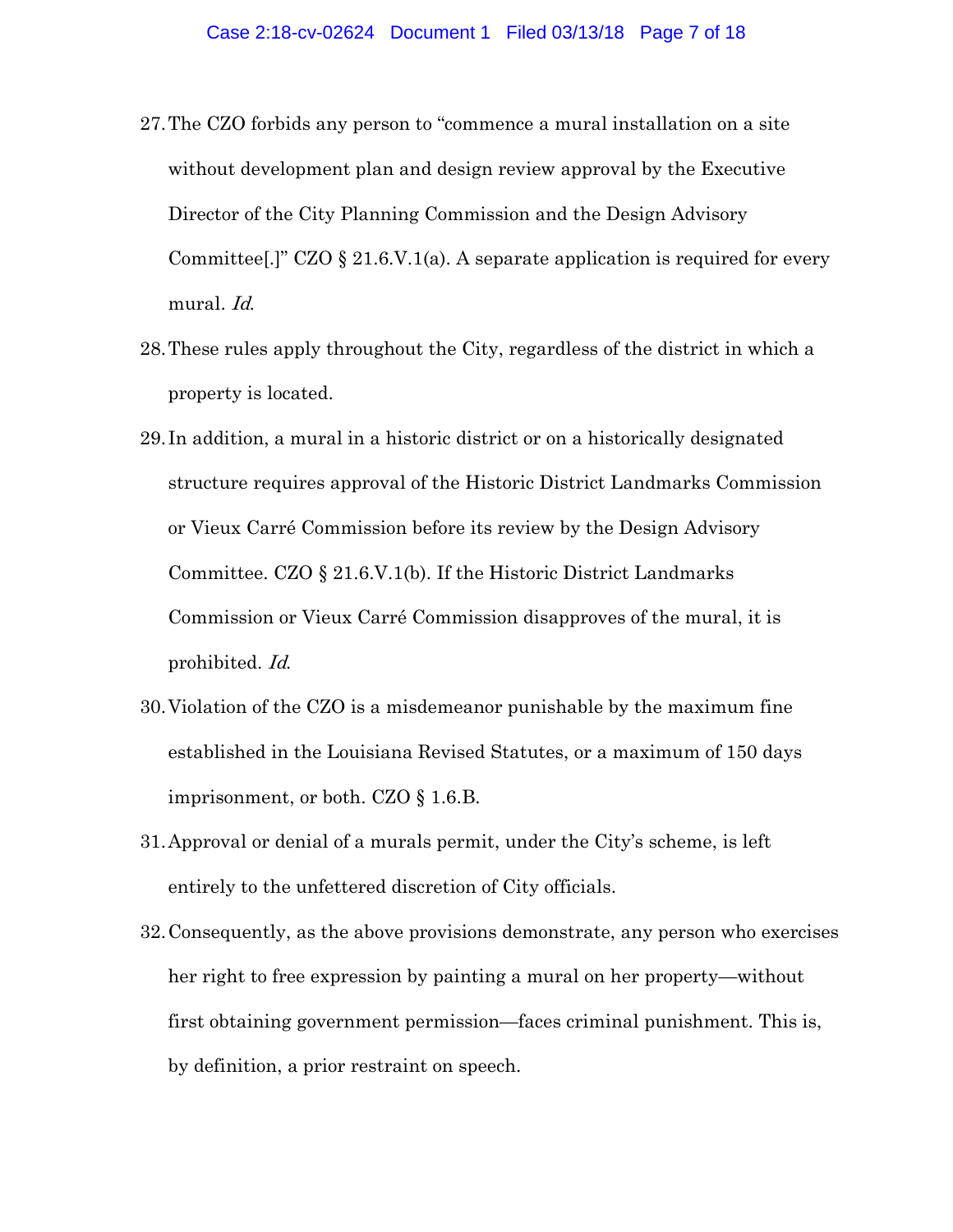27. The CZO forbids any person to "commence a mural installation on a site without development plan and design review approval by the Executive Director of the City Planning Commission and the Design Advisory Committee[.]" CZO § 21.6.V.1(a). A separate application is required for every mural. *Id.*

28. These rules apply throughout the City, regardless of the district in which a property is located.

29. In addition, a mural in a historic district or on a historically designated structure requires approval of the Historic District Landmarks Commission or Vieux Carré Commission before its review by the Design Advisory Committee. CZO § 21.6.V.1(b). If the Historic District Landmarks Commission or Vieux Carré Commission disapproves of the mural, it is prohibited. *Id.*

30. Violation of the CZO is a misdemeanor punishable by the maximum fine established in the Louisiana Revised Statutes, or a maximum of 150 days imprisonment, or both. CZO § 1.6.B.

31. Approval or denial of a murals permit, under the City's scheme, is left entirely to the unfettered discretion of City officials.

32. Consequently, as the above provisions demonstrate, any person who exercises her right to free expression by painting a mural on her property—without first obtaining government permission—faces criminal punishment. This is, by definition, a prior restraint on speech.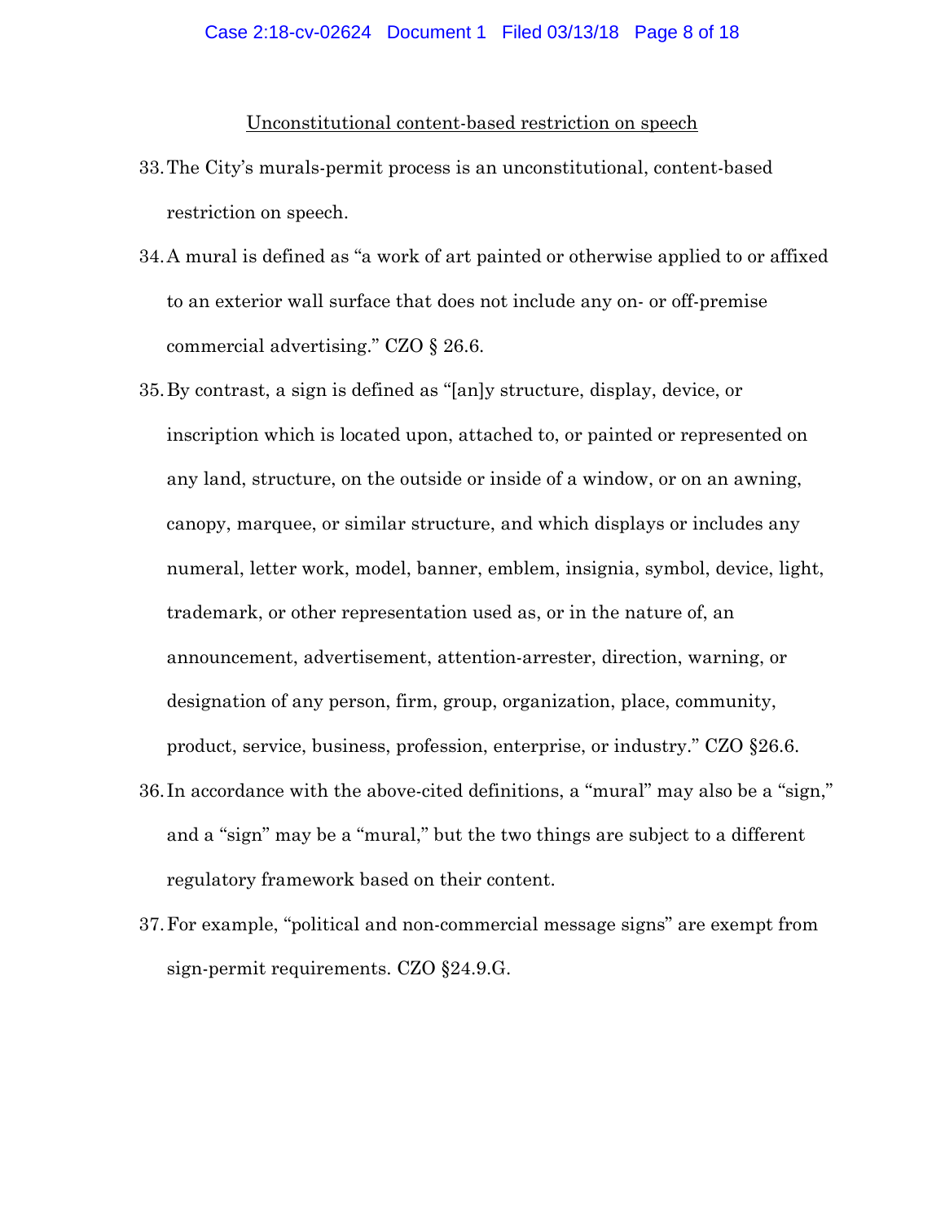<u>Unconstitutional content-based restriction on speech</u>

33. The City's murals-permit process is an unconstitutional, content-based restriction on speech.

34. A mural is defined as "a work of art painted or otherwise applied to or affixed to an exterior wall surface that does not include any on- or off-premise commercial advertising." CZO § 26.6.

35. By contrast, a sign is defined as "[an]y structure, display, device, or inscription which is located upon, attached to, or painted or represented on any land, structure, on the outside or inside of a window, or on an awning, canopy, marquee, or similar structure, and which displays or includes any numeral, letter work, model, banner, emblem, insignia, symbol, device, light, trademark, or other representation used as, or in the nature of, an announcement, advertisement, attention-arrester, direction, warning, or designation of any person, firm, group, organization, place, community, product, service, business, profession, enterprise, or industry." CZO §26.6.

36. In accordance with the above-cited definitions, a "mural" may also be a "sign," and a "sign" may be a "mural," but the two things are subject to a different regulatory framework based on their content.

37. For example, "political and non-commercial message signs" are exempt from sign-permit requirements. CZO §24.9.G.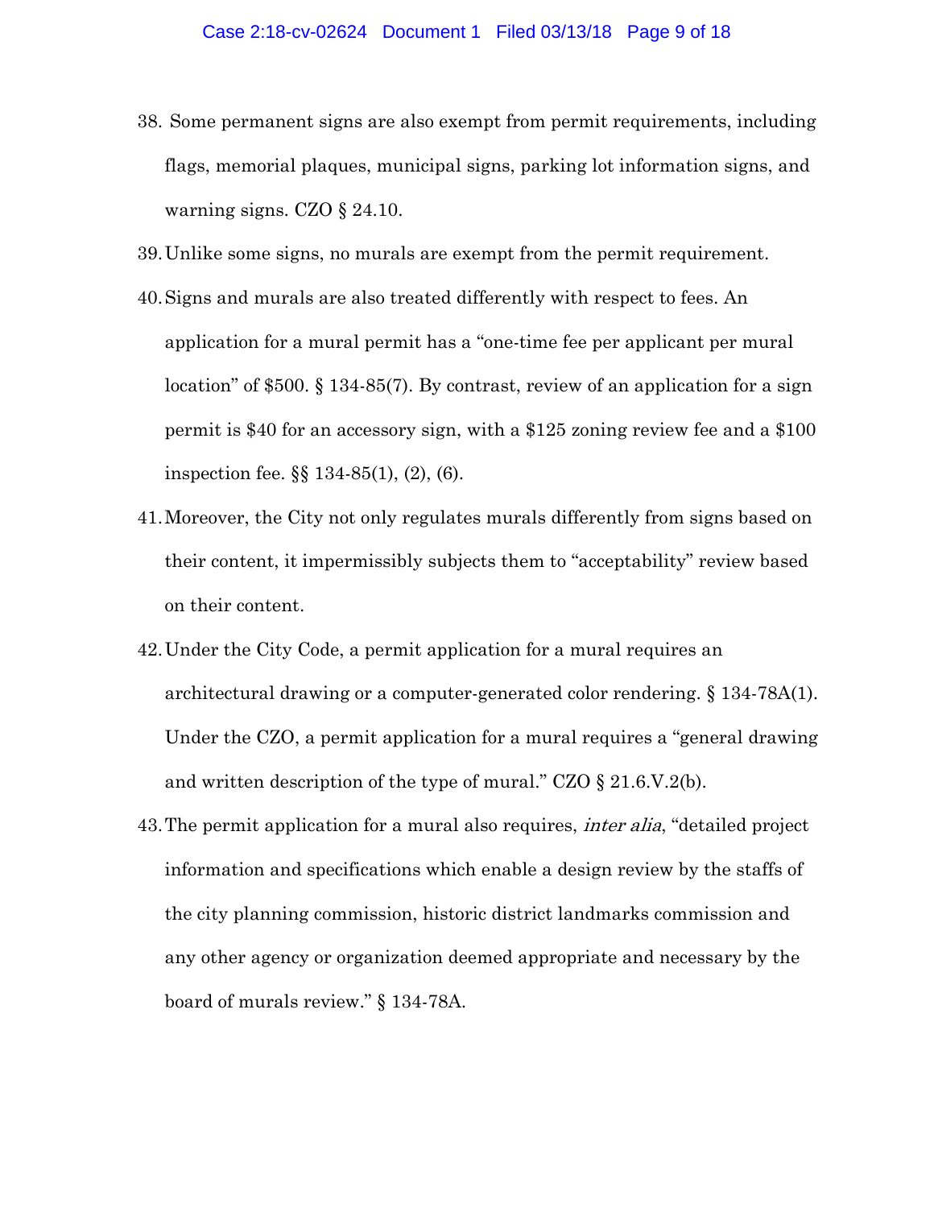38. Some permanent signs are also exempt from permit requirements, including flags, memorial plaques, municipal signs, parking lot information signs, and warning signs. CZO § 24.10.

39. Unlike some signs, no murals are exempt from the permit requirement.

40. Signs and murals are also treated differently with respect to fees. An application for a mural permit has a "one-time fee per applicant per mural location" of $500. § 134-85(7). By contrast, review of an application for a sign permit is $40 for an accessory sign, with a $125 zoning review fee and a $100 inspection fee. §§ 134-85(1), (2), (6).

41. Moreover, the City not only regulates murals differently from signs based on their content, it impermissibly subjects them to "acceptability" review based on their content.

42. Under the City Code, a permit application for a mural requires an architectural drawing or a computer-generated color rendering. § 134-78A(1). Under the CZO, a permit application for a mural requires a "general drawing and written description of the type of mural." CZO § 21.6.V.2(b).

43. The permit application for a mural also requires, *inter alia*, "detailed project information and specifications which enable a design review by the staffs of the city planning commission, historic district landmarks commission and any other agency or organization deemed appropriate and necessary by the board of murals review." § 134-78A.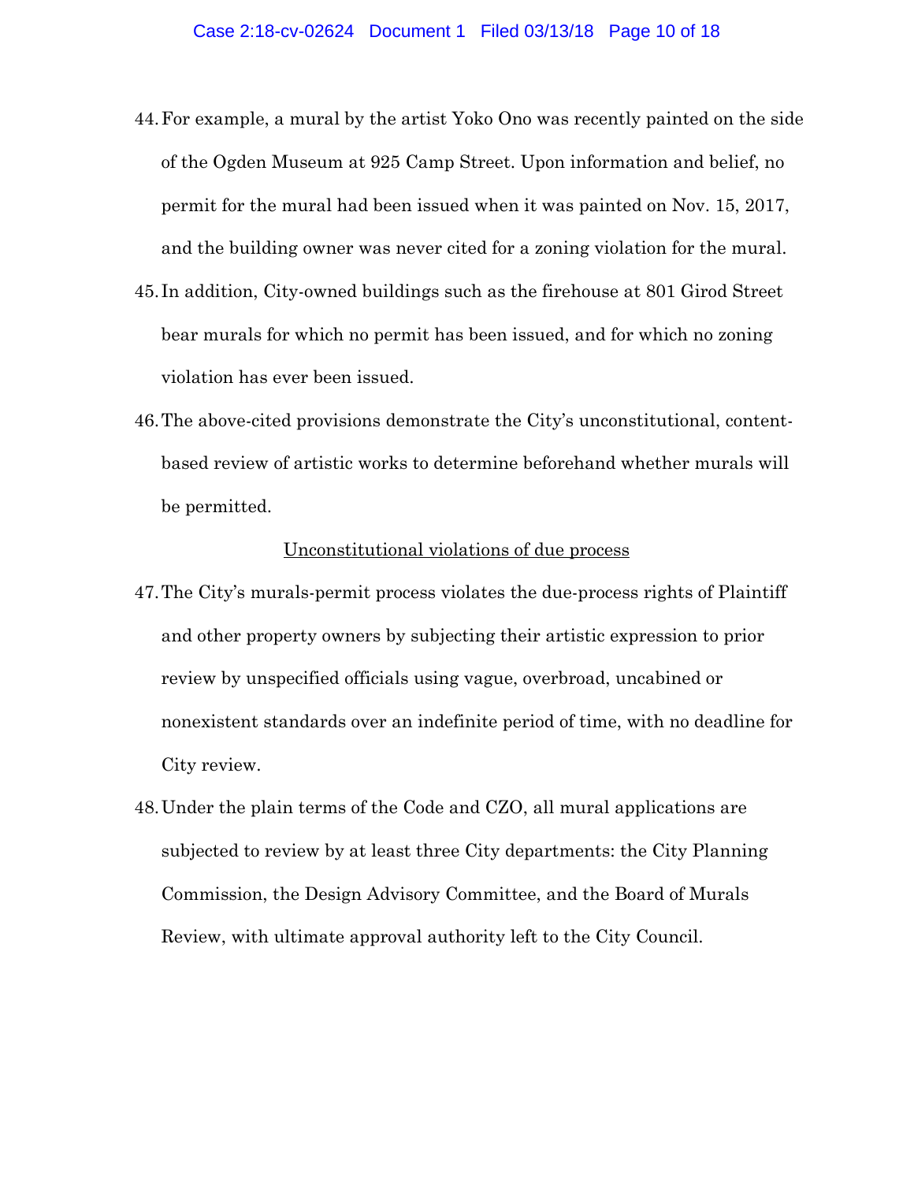44. For example, a mural by the artist Yoko Ono was recently painted on the side of the Ogden Museum at 925 Camp Street. Upon information and belief, no permit for the mural had been issued when it was painted on Nov. 15, 2017, and the building owner was never cited for a zoning violation for the mural.

45. In addition, City-owned buildings such as the firehouse at 801 Girod Street bear murals for which no permit has been issued, and for which no zoning violation has ever been issued.

46. The above-cited provisions demonstrate the City's unconstitutional, content-based review of artistic works to determine beforehand whether murals will be permitted.

<u>Unconstitutional violations of due process</u>

47. The City's murals-permit process violates the due-process rights of Plaintiff and other property owners by subjecting their artistic expression to prior review by unspecified officials using vague, overbroad, uncabined or nonexistent standards over an indefinite period of time, with no deadline for City review.

48. Under the plain terms of the Code and CZO, all mural applications are subjected to review by at least three City departments: the City Planning Commission, the Design Advisory Committee, and the Board of Murals Review, with ultimate approval authority left to the City Council.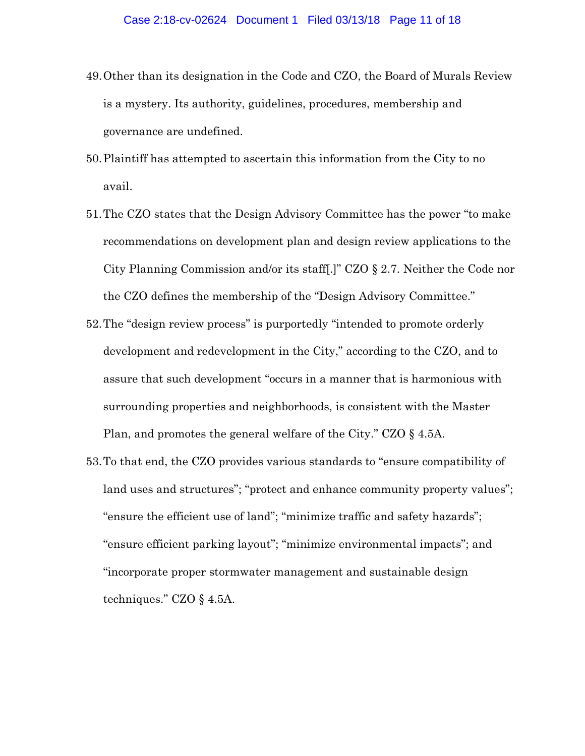49. Other than its designation in the Code and CZO, the Board of Murals Review is a mystery. Its authority, guidelines, procedures, membership and governance are undefined.

50. Plaintiff has attempted to ascertain this information from the City to no avail.

51. The CZO states that the Design Advisory Committee has the power "to make recommendations on development plan and design review applications to the City Planning Commission and/or its staff[.]" CZO § 2.7. Neither the Code nor the CZO defines the membership of the "Design Advisory Committee."

52. The "design review process" is purportedly "intended to promote orderly development and redevelopment in the City," according to the CZO, and to assure that such development "occurs in a manner that is harmonious with surrounding properties and neighborhoods, is consistent with the Master Plan, and promotes the general welfare of the City." CZO § 4.5A.

53. To that end, the CZO provides various standards to "ensure compatibility of land uses and structures"; "protect and enhance community property values"; "ensure the efficient use of land"; "minimize traffic and safety hazards"; "ensure efficient parking layout"; "minimize environmental impacts"; and "incorporate proper stormwater management and sustainable design techniques." CZO § 4.5A.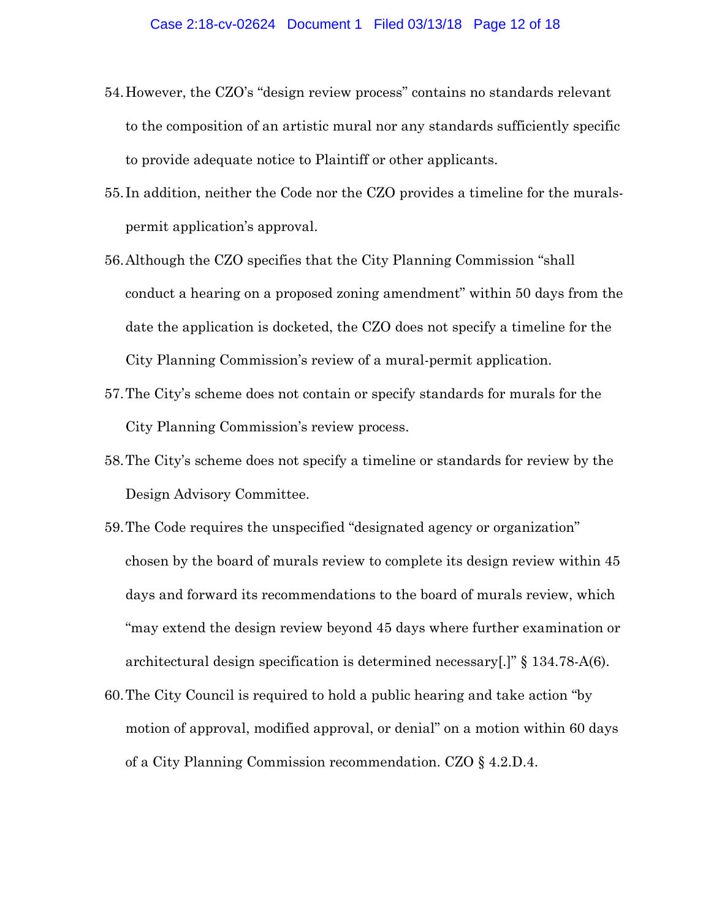54. However, the CZO's "design review process" contains no standards relevant to the composition of an artistic mural nor any standards sufficiently specific to provide adequate notice to Plaintiff or other applicants.

55. In addition, neither the Code nor the CZO provides a timeline for the murals-permit application's approval.

56. Although the CZO specifies that the City Planning Commission "shall conduct a hearing on a proposed zoning amendment" within 50 days from the date the application is docketed, the CZO does not specify a timeline for the City Planning Commission's review of a mural-permit application.

57. The City's scheme does not contain or specify standards for murals for the City Planning Commission's review process.

58. The City's scheme does not specify a timeline or standards for review by the Design Advisory Committee.

59. The Code requires the unspecified "designated agency or organization" chosen by the board of murals review to complete its design review within 45 days and forward its recommendations to the board of murals review, which "may extend the design review beyond 45 days where further examination or architectural design specification is determined necessary[.]" § 134.78-A(6).

60. The City Council is required to hold a public hearing and take action "by motion of approval, modified approval, or denial" on a motion within 60 days of a City Planning Commission recommendation. CZO § 4.2.D.4.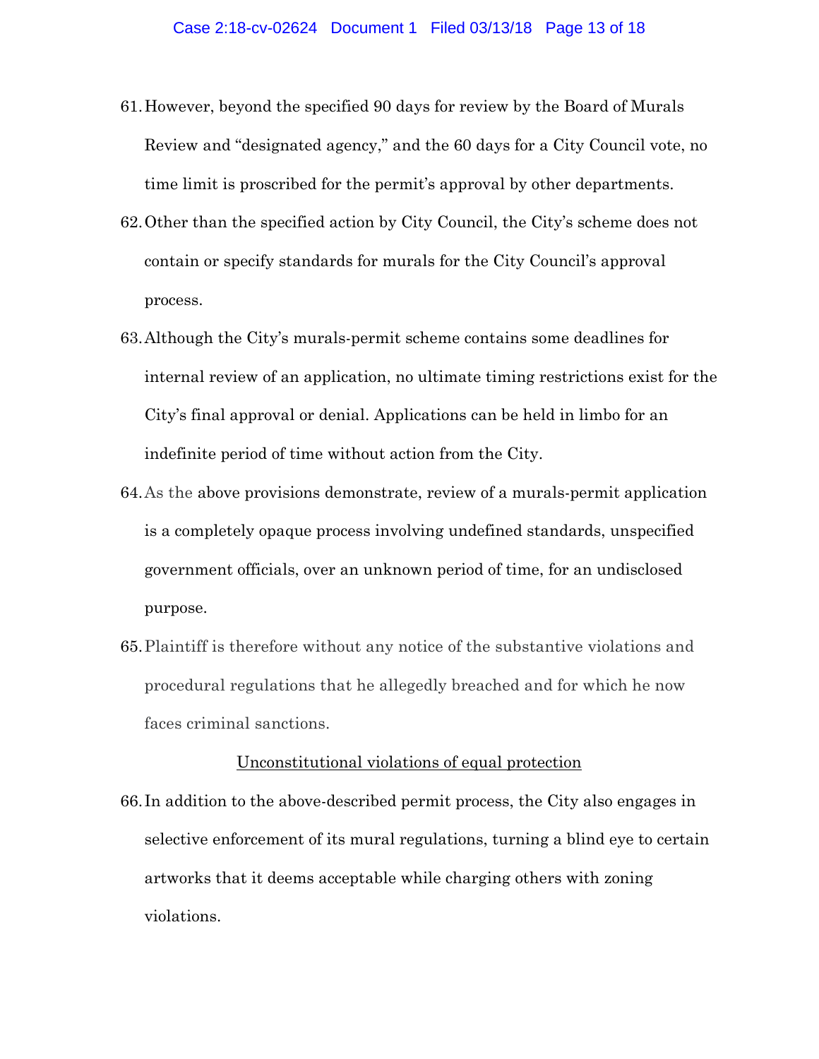61. However, beyond the specified 90 days for review by the Board of Murals Review and "designated agency," and the 60 days for a City Council vote, no time limit is proscribed for the permit's approval by other departments.

62. Other than the specified action by City Council, the City's scheme does not contain or specify standards for murals for the City Council's approval process.

63. Although the City's murals-permit scheme contains some deadlines for internal review of an application, no ultimate timing restrictions exist for the City's final approval or denial. Applications can be held in limbo for an indefinite period of time without action from the City.

64. As the above provisions demonstrate, review of a murals-permit application is a completely opaque process involving undefined standards, unspecified government officials, over an unknown period of time, for an undisclosed purpose.

65. Plaintiff is therefore without any notice of the substantive violations and procedural regulations that he allegedly breached and for which he now faces criminal sanctions.

<u>Unconstitutional violations of equal protection</u>

66. In addition to the above-described permit process, the City also engages in selective enforcement of its mural regulations, turning a blind eye to certain artworks that it deems acceptable while charging others with zoning violations.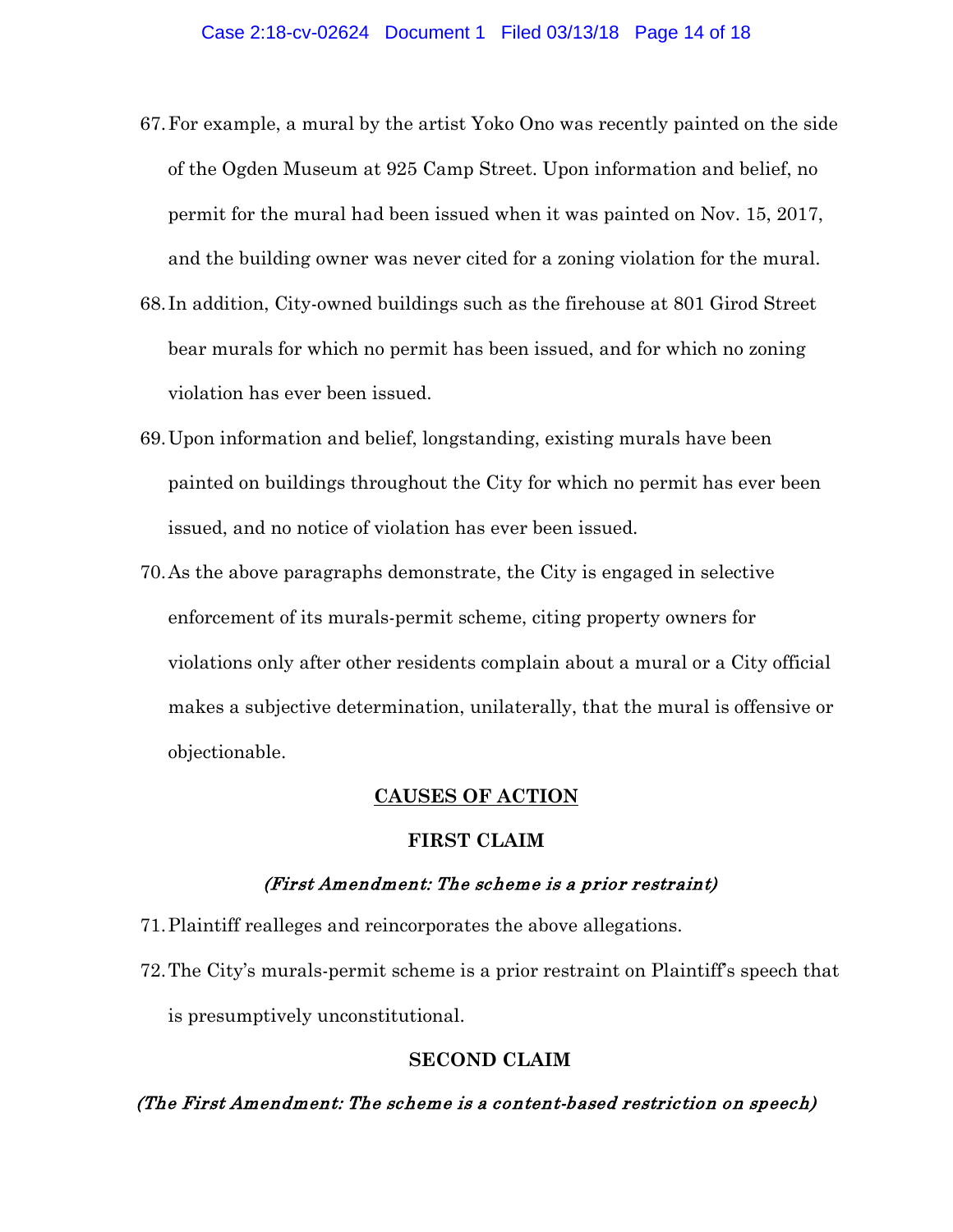67. For example, a mural by the artist Yoko Ono was recently painted on the side of the Ogden Museum at 925 Camp Street. Upon information and belief, no permit for the mural had been issued when it was painted on Nov. 15, 2017, and the building owner was never cited for a zoning violation for the mural.

68. In addition, City-owned buildings such as the firehouse at 801 Girod Street bear murals for which no permit has been issued, and for which no zoning violation has ever been issued.

69. Upon information and belief, longstanding, existing murals have been painted on buildings throughout the City for which no permit has ever been issued, and no notice of violation has ever been issued.

70. As the above paragraphs demonstrate, the City is engaged in selective enforcement of its murals-permit scheme, citing property owners for violations only after other residents complain about a mural or a City official makes a subjective determination, unilaterally, that the mural is offensive or objectionable.

## CAUSES OF ACTION

### FIRST CLAIM

*(First Amendment: The scheme is a prior restraint)*

71. Plaintiff realleges and reincorporates the above allegations.

72. The City's murals-permit scheme is a prior restraint on Plaintiff's speech that is presumptively unconstitutional.

### SECOND CLAIM

*(The First Amendment: The scheme is a content-based restriction on speech)*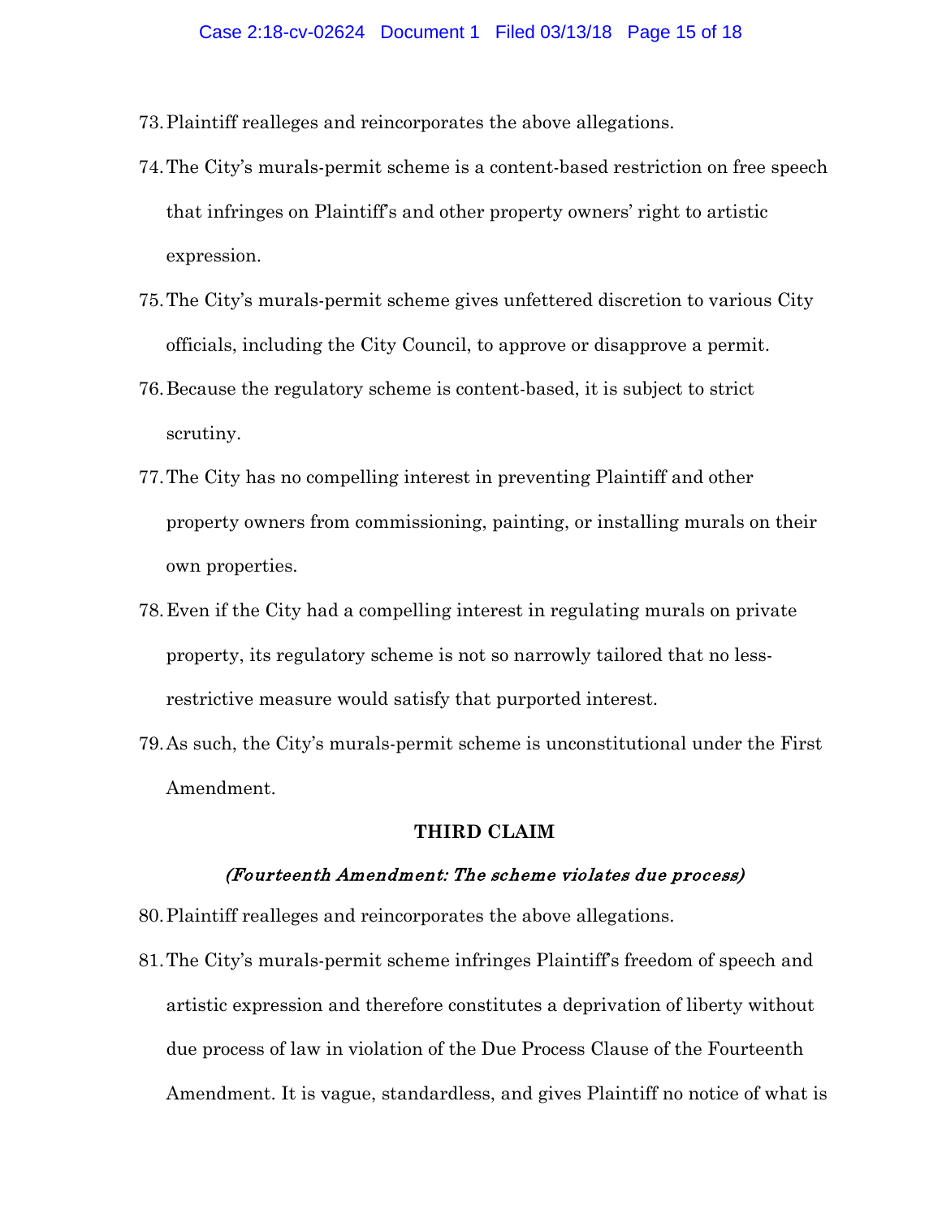73. Plaintiff realleges and reincorporates the above allegations.

74. The City's murals-permit scheme is a content-based restriction on free speech that infringes on Plaintiff's and other property owners' right to artistic expression.

75. The City's murals-permit scheme gives unfettered discretion to various City officials, including the City Council, to approve or disapprove a permit.

76. Because the regulatory scheme is content-based, it is subject to strict scrutiny.

77. The City has no compelling interest in preventing Plaintiff and other property owners from commissioning, painting, or installing murals on their own properties.

78. Even if the City had a compelling interest in regulating murals on private property, its regulatory scheme is not so narrowly tailored that no less-restrictive measure would satisfy that purported interest.

79. As such, the City's murals-permit scheme is unconstitutional under the First Amendment.

**THIRD CLAIM**

*(Fourteenth Amendment: The scheme violates due process)*

80. Plaintiff realleges and reincorporates the above allegations.

81. The City's murals-permit scheme infringes Plaintiff's freedom of speech and artistic expression and therefore constitutes a deprivation of liberty without due process of law in violation of the Due Process Clause of the Fourteenth Amendment. It is vague, standardless, and gives Plaintiff no notice of what is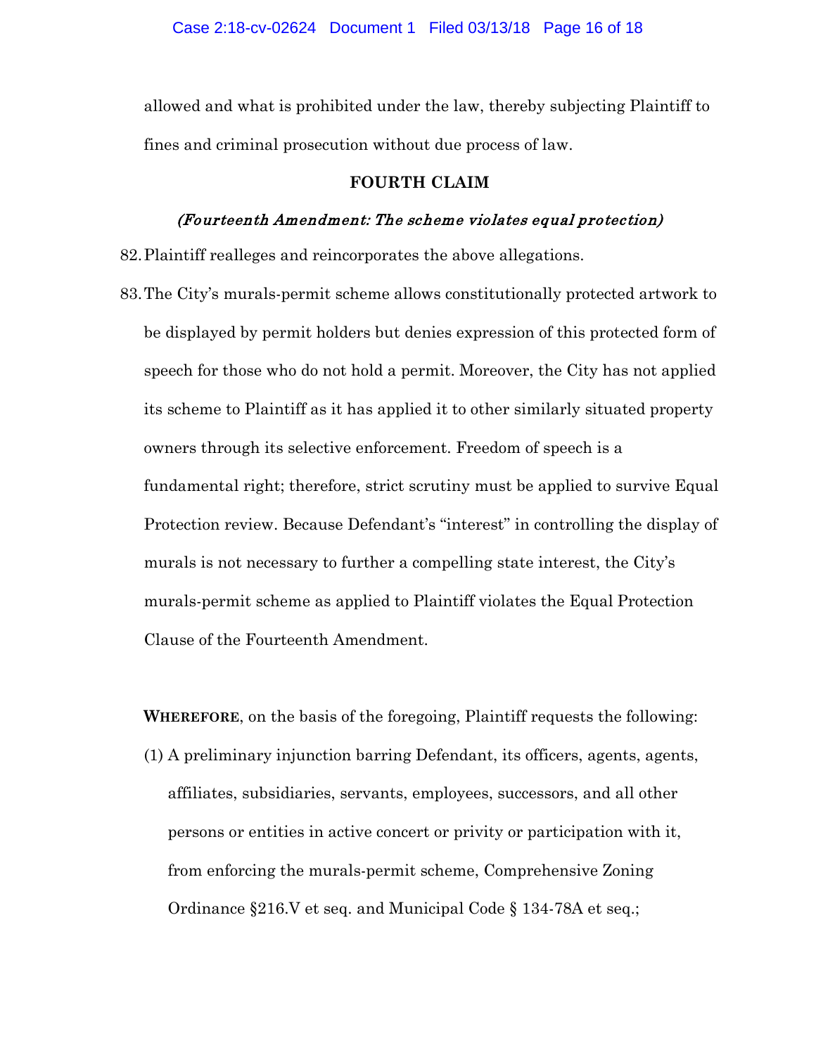allowed and what is prohibited under the law, thereby subjecting Plaintiff to fines and criminal prosecution without due process of law.

### FOURTH CLAIM

#### *(Fourteenth Amendment: The scheme violates equal protection)*

82. Plaintiff realleges and reincorporates the above allegations.

83. The City's murals-permit scheme allows constitutionally protected artwork to be displayed by permit holders but denies expression of this protected form of speech for those who do not hold a permit. Moreover, the City has not applied its scheme to Plaintiff as it has applied it to other similarly situated property owners through its selective enforcement. Freedom of speech is a fundamental right; therefore, strict scrutiny must be applied to survive Equal Protection review. Because Defendant's "interest" in controlling the display of murals is not necessary to further a compelling state interest, the City's murals-permit scheme as applied to Plaintiff violates the Equal Protection Clause of the Fourteenth Amendment.

**WHEREFORE**, on the basis of the foregoing, Plaintiff requests the following:

(1) A preliminary injunction barring Defendant, its officers, agents, agents, affiliates, subsidiaries, servants, employees, successors, and all other persons or entities in active concert or privity or participation with it, from enforcing the murals-permit scheme, Comprehensive Zoning Ordinance §216.V et seq. and Municipal Code § 134-78A et seq.;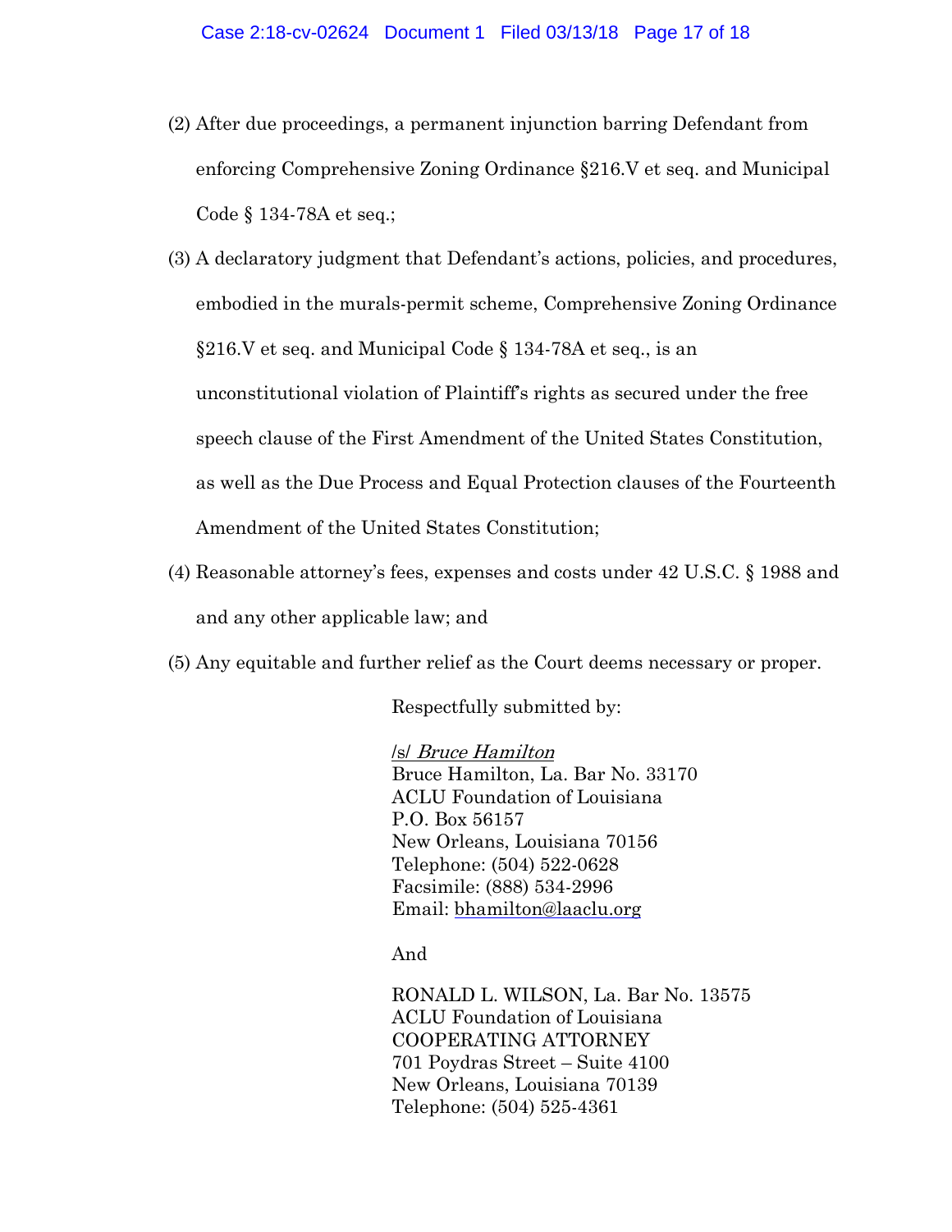(2) After due proceedings, a permanent injunction barring Defendant from enforcing Comprehensive Zoning Ordinance §216.V et seq. and Municipal Code § 134-78A et seq.;

(3) A declaratory judgment that Defendant's actions, policies, and procedures, embodied in the murals-permit scheme, Comprehensive Zoning Ordinance §216.V et seq. and Municipal Code § 134-78A et seq., is an unconstitutional violation of Plaintiff's rights as secured under the free speech clause of the First Amendment of the United States Constitution, as well as the Due Process and Equal Protection clauses of the Fourteenth Amendment of the United States Constitution;

(4) Reasonable attorney's fees, expenses and costs under 42 U.S.C. § 1988 and and any other applicable law; and

(5) Any equitable and further relief as the Court deems necessary or proper.

Respectfully submitted by:

/s/ *Bruce Hamilton*
Bruce Hamilton, La. Bar No. 33170
ACLU Foundation of Louisiana
P.O. Box 56157
New Orleans, Louisiana 70156
Telephone: (504) 522-0628
Facsimile: (888) 534-2996
Email: bhamilton@laaclu.org

And

RONALD L. WILSON, La. Bar No. 13575
ACLU Foundation of Louisiana
COOPERATING ATTORNEY
701 Poydras Street – Suite 4100
New Orleans, Louisiana 70139
Telephone: (504) 525-4361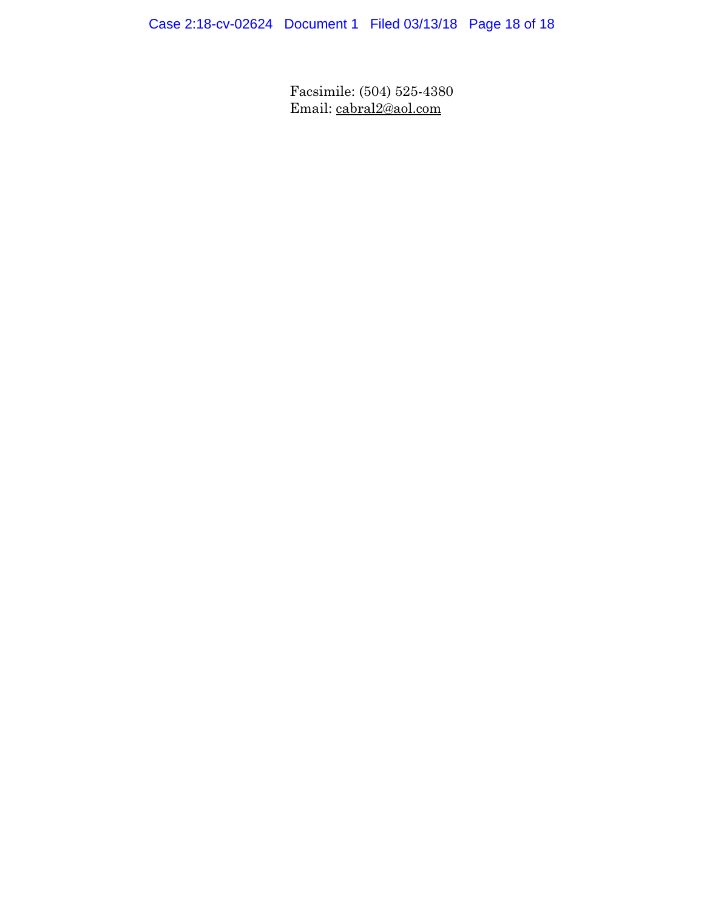Facsimile: (504) 525-4380
Email: cabral2@aol.com